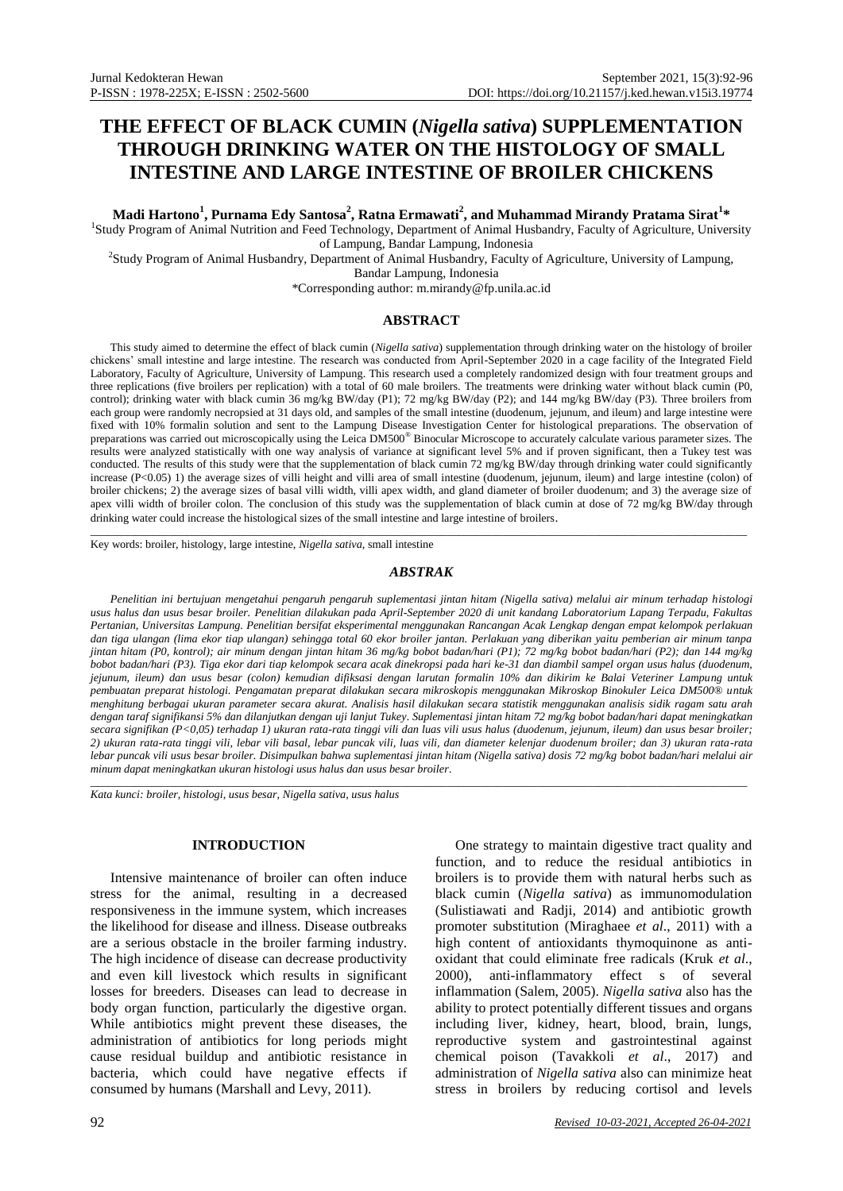# THE EFFECT OF BLACK CUMIN (*Nigella sativa*) SUPPLEMENTATION THROUGH DRINKING WATER ON THE HISTOLOGY OF SMALL INTESTINE AND LARGE INTESTINE OF BROILER CHICKENS

**Madi Hartono[1], Purnama Edy Santosa[2], Ratna Ermawati[2], and Muhammad Mirandy Pratama Sirat[1]***

[1]Study Program of Animal Nutrition and Feed Technology, Department of Animal Husbandry, Faculty of Agriculture, University of Lampung, Bandar Lampung, Indonesia

[2]Study Program of Animal Husbandry, Department of Animal Husbandry, Faculty of Agriculture, University of Lampung, Bandar Lampung, Indonesia

*Corresponding author: m.mirandy@fp.unila.ac.id

## ABSTRACT

This study aimed to determine the effect of black cumin (*Nigella sativa*) supplementation through drinking water on the histology of broiler chickens' small intestine and large intestine. The research was conducted from April-September 2020 in a cage facility of the Integrated Field Laboratory, Faculty of Agriculture, University of Lampung. This research used a completely randomized design with four treatment groups and three replications (five broilers per replication) with a total of 60 male broilers. The treatments were drinking water without black cumin (P0, control); drinking water with black cumin 36 mg/kg BW/day (P1); 72 mg/kg BW/day (P2); and 144 mg/kg BW/day (P3). Three broilers from each group were randomly necropsied at 31 days old, and samples of the small intestine (duodenum, jejunum, and ileum) and large intestine were fixed with 10% formalin solution and sent to the Lampung Disease Investigation Center for histological preparations. The observation of preparations was carried out microscopically using the Leica DM500® Binocular Microscope to accurately calculate various parameter sizes. The results were analyzed statistically with one way analysis of variance at significant level 5% and if proven significant, then a Tukey test was conducted. The results of this study were that the supplementation of black cumin 72 mg/kg BW/day through drinking water could significantly increase ($P<0.05$) 1) the average sizes of villi height and villi area of small intestine (duodenum, jejunum, ileum) and large intestine (colon) of broiler chickens; 2) the average sizes of basal villi width, villi apex width, and gland diameter of broiler duodenum; and 3) the average size of apex villi width of broiler colon. The conclusion of this study was the supplementation of black cumin at dose of 72 mg/kg BW/day through drinking water could increase the histological sizes of the small intestine and large intestine of broilers.

Key words: broiler, histology, large intestine, *Nigella sativa*, small intestine

## *ABSTRAK*

*Penelitian ini bertujuan mengetahui pengaruh pengaruh suplementasi jintan hitam (Nigella sativa) melalui air minum terhadap histologi usus halus dan usus besar broiler. Penelitian dilakukan pada April-September 2020 di unit kandang Laboratorium Lapang Terpadu, Fakultas Pertanian, Universitas Lampung. Penelitian bersifat eksperimental menggunakan Rancangan Acak Lengkap dengan empat kelompok perlakuan dan tiga ulangan (lima ekor tiap ulangan) sehingga total 60 ekor broiler jantan. Perlakuan yang diberikan yaitu pemberian air minum tanpa jintan hitam (P0, kontrol); air minum dengan jintan hitam 36 mg/kg bobot badan/hari (P1); 72 mg/kg bobot badan/hari (P2); dan 144 mg/kg bobot badan/hari (P3). Tiga ekor dari tiap kelompok secara acak dinekropsi pada hari ke-31 dan diambil sampel organ usus halus (duodenum, jejunum, ileum) dan usus besar (colon) kemudian difiksasi dengan larutan formalin 10% dan dikirim ke Balai Veteriner Lampung untuk pembuatan preparat histologi. Pengamatan preparat dilakukan secara mikroskopis menggunakan Mikroskop Binokuler Leica DM500® untuk menghitung berbagai ukuran parameter secara akurat. Analisis hasil dilakukan secara statistik menggunakan analisis sidik ragam satu arah dengan taraf signifikansi 5% dan dilanjutkan dengan uji lanjut Tukey. Suplementasi jintan hitam 72 mg/kg bobot badan/hari dapat meningkatkan secara signifikan ($P<0,05$) terhadap 1) ukuran rata-rata tinggi vili dan luas vili usus halus (duodenum, jejunum, ileum) dan usus besar broiler; 2) ukuran rata-rata tinggi vili, lebar vili basal, lebar puncak vili, luas vili, dan diameter kelenjar duodenum broiler; dan 3) ukuran rata-rata lebar puncak vili usus besar broiler. Disimpulkan bahwa suplementasi jintan hitam (Nigella sativa) dosis 72 mg/kg bobot badan/hari melalui air minum dapat meningkatkan ukuran histologi usus halus dan usus besar broiler.*

*Kata kunci: broiler, histologi, usus besar, Nigella sativa, usus halus*

## INTRODUCTION

Intensive maintenance of broiler can often induce stress for the animal, resulting in a decreased responsiveness in the immune system, which increases the likelihood for disease and illness. Disease outbreaks are a serious obstacle in the broiler farming industry. The high incidence of disease can decrease productivity and even kill livestock which results in significant losses for breeders. Diseases can lead to decrease in body organ function, particularly the digestive organ. While antibiotics might prevent these diseases, the administration of antibiotics for long periods might cause residual buildup and antibiotic resistance in bacteria, which could have negative effects if consumed by humans (Marshall and Levy, 2011).

One strategy to maintain digestive tract quality and function, and to reduce the residual antibiotics in broilers is to provide them with natural herbs such as black cumin (*Nigella sativa*) as immunomodulation (Sulistiawati and Radji, 2014) and antibiotic growth promoter substitution (Miraghaee *et al*., 2011) with a high content of antioxidants thymoquinone as anti-oxidant that could eliminate free radicals (Kruk *et al*., 2000), anti-inflammatory effect s of several inflammation (Salem, 2005). *Nigella sativa* also has the ability to protect potentially different tissues and organs including liver, kidney, heart, blood, brain, lungs, reproductive system and gastrointestinal against chemical poison (Tavakkoli *et al*., 2017) and administration of *Nigella sativa* also can minimize heat stress in broilers by reducing cortisol and levels

*Revised 10-03-2021, Accepted 26-04-2021*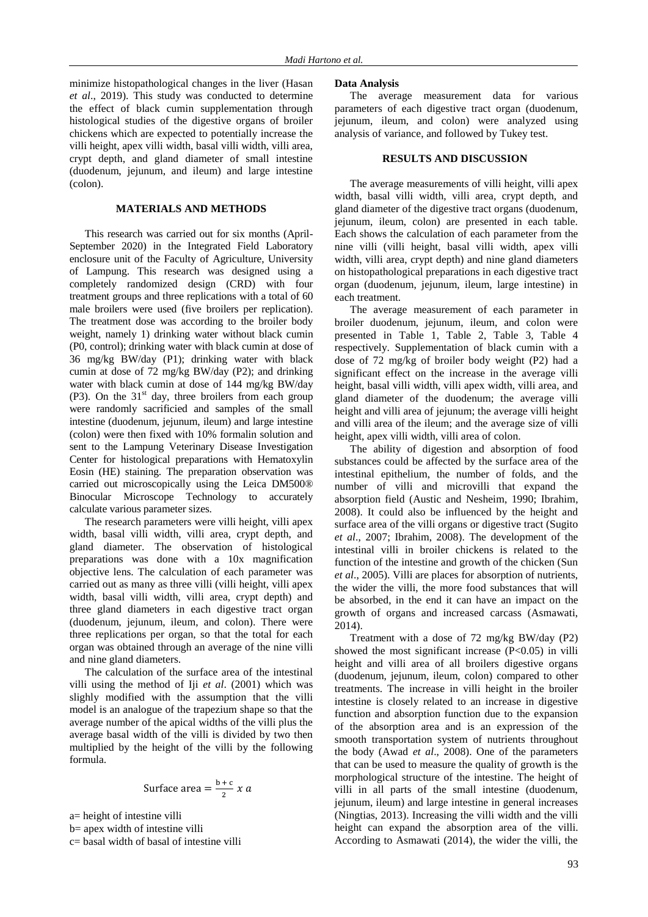minimize histopathological changes in the liver (Hasan *et al*., 2019). This study was conducted to determine the effect of black cumin supplementation through histological studies of the digestive organs of broiler chickens which are expected to potentially increase the villi height, apex villi width, basal villi width, villi area, crypt depth, and gland diameter of small intestine (duodenum, jejunum, and ileum) and large intestine (colon).

## MATERIALS AND METHODS

This research was carried out for six months (April-September 2020) in the Integrated Field Laboratory enclosure unit of the Faculty of Agriculture, University of Lampung. This research was designed using a completely randomized design (CRD) with four treatment groups and three replications with a total of 60 male broilers were used (five broilers per replication). The treatment dose was according to the broiler body weight, namely 1) drinking water without black cumin (P0, control); drinking water with black cumin at dose of 36 mg/kg BW/day (P1); drinking water with black cumin at dose of 72 mg/kg BW/day (P2); and drinking water with black cumin at dose of 144 mg/kg BW/day (P3). On the 31$^{st}$ day, three broilers from each group were randomly sacrificied and samples of the small intestine (duodenum, jejunum, ileum) and large intestine (colon) were then fixed with 10% formalin solution and sent to the Lampung Veterinary Disease Investigation Center for histological preparations with Hematoxylin Eosin (HE) staining. The preparation observation was carried out microscopically using the Leica DM500® Binocular Microscope Technology to accurately calculate various parameter sizes.

The research parameters were villi height, villi apex width, basal villi width, villi area, crypt depth, and gland diameter. The observation of histological preparations was done with a 10x magnification objective lens. The calculation of each parameter was carried out as many as three villi (villi height, villi apex width, basal villi width, villi area, crypt depth) and three gland diameters in each digestive tract organ (duodenum, jejunum, ileum, and colon). There were three replications per organ, so that the total for each organ was obtained through an average of the nine villi and nine gland diameters.

The calculation of the surface area of the intestinal villi using the method of Iji *et al*. (2001) which was slighly modified with the assumption that the villi model is an analogue of the trapezium shape so that the average number of the apical widths of the villi plus the average basal width of the villi is divided by two then multiplied by the height of the villi by the following formula.

$$\text{Surface area} = \frac{b + c}{2} \; x \; a$$

a= height of intestine villi
b= apex width of intestine villi
c= basal width of basal of intestine villi

### Data Analysis

The average measurement data for various parameters of each digestive tract organ (duodenum, jejunum, ileum, and colon) were analyzed using analysis of variance, and followed by Tukey test.

## RESULTS AND DISCUSSION

The average measurements of villi height, villi apex width, basal villi width, villi area, crypt depth, and gland diameter of the digestive tract organs (duodenum, jejunum, ileum, colon) are presented in each table. Each shows the calculation of each parameter from the nine villi (villi height, basal villi width, apex villi width, villi area, crypt depth) and nine gland diameters on histopathological preparations in each digestive tract organ (duodenum, jejunum, ileum, large intestine) in each treatment.

The average measurement of each parameter in broiler duodenum, jejunum, ileum, and colon were presented in Table 1, Table 2, Table 3, Table 4 respectively. Supplementation of black cumin with a dose of 72 mg/kg of broiler body weight (P2) had a significant effect on the increase in the average villi height, basal villi width, villi apex width, villi area, and gland diameter of the duodenum; the average villi height and villi area of jejunum; the average villi height and villi area of the ileum; and the average size of villi height, apex villi width, villi area of colon.

The ability of digestion and absorption of food substances could be affected by the surface area of the intestinal epithelium, the number of folds, and the number of villi and microvilli that expand the absorption field (Austic and Nesheim, 1990; Ibrahim, 2008). It could also be influenced by the height and surface area of the villi organs or digestive tract (Sugito *et al*., 2007; Ibrahim, 2008). The development of the intestinal villi in broiler chickens is related to the function of the intestine and growth of the chicken (Sun *et al*., 2005). Villi are places for absorption of nutrients, the wider the villi, the more food substances that will be absorbed, in the end it can have an impact on the growth of organs and increased carcass (Asmawati, 2014).

Treatment with a dose of 72 mg/kg BW/day (P2) showed the most significant increase ($P<0.05$) in villi height and villi area of all broilers digestive organs (duodenum, jejunum, ileum, colon) compared to other treatments. The increase in villi height in the broiler intestine is closely related to an increase in digestive function and absorption function due to the expansion of the absorption area and is an expression of the smooth transportation system of nutrients throughout the body (Awad *et al*., 2008). One of the parameters that can be used to measure the quality of growth is the morphological structure of the intestine. The height of villi in all parts of the small intestine (duodenum, jejunum, ileum) and large intestine in general increases (Ningtias, 2013). Increasing the villi width and the villi height can expand the absorption area of the villi. According to Asmawati (2014), the wider the villi, the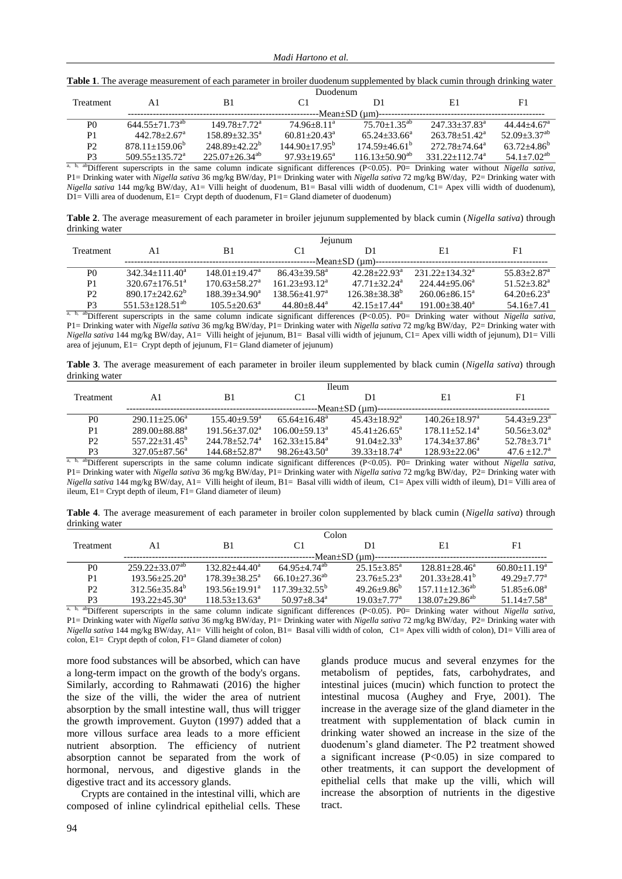**Table 1**. The average measurement of each parameter in broiler duodenum supplemented by black cumin through drinking water

| Treatment | Duodenum | | | | | |
|---|---|---|---|---|---|---|
| | A1 | B1 | C1 | D1 | E1 | F1 |
| | Mean±SD (μm) | | | | | |
| P0 | 644.55±71.73[ab] | 149.78±7.72[a] | 74.96±8.11[a] | 75.70±1.35[ab] | 247.33±37.83[a] | 44.44±4.67[a] |
| P1 | 442.78±2.67[a] | 158.89±32.35[a] | 60.81±20.43[a] | 65.24±33.66[a] | 263.78±51.42[a] | 52.09±3.37[ab] |
| P2 | 878.11±159.06[b] | 248.89±42.22[b] | 144.90±17.95[b] | 174.59±46.61[b] | 272.78±74.64[a] | 63.72±4.86[b] |
| P3 | 509.55±135.72[a] | 225.07±26.34[ab] | 97.93±19.65[a] | 116.13±50.90[ab] | 331.22±112.74[a] | 54.1±7.02[ab] |

[a, b, ab]Different superscripts in the same column indicate significant differences (P<0.05). P0= Drinking water without *Nigella sativa*, P1= Drinking water with *Nigella sativa* 36 mg/kg BW/day, P1= Drinking water with *Nigella sativa* 72 mg/kg BW/day, P2= Drinking water with *Nigella sativa* 144 mg/kg BW/day, A1= Villi height of duodenum, B1= Basal villi width of duodenum, C1= Apex villi width of duodenum), D1= Villi area of duodenum, E1= Crypt depth of duodenum, F1= Gland diameter of duodenum)

**Table 2**. The average measurement of each parameter in broiler jejunum supplemented by black cumin (*Nigella sativa*) through drinking water

| Treatment | Jejunum | | | | | |
|---|---|---|---|---|---|---|
| | A1 | B1 | C1 | D1 | E1 | F1 |
| | Mean±SD (μm) | | | | | |
| P0 | 342.34±111.40[a] | 148.01±19.47[a] | 86.43±39.58[a] | 42.28±22.93[a] | 231.22±134.32[a] | 55.83±2.87[a] |
| P1 | 320.67±176.51[a] | 170.63±58.27[a] | 161.23±93.12[a] | 47.71±32.24[a] | 224.44±95.06[a] | 51.52±3.82[a] |
| P2 | 890.17±242.62[b] | 188.39±34.90[a] | 138.56±41.97[a] | 126.38±38.38[b] | 260.06±86.15[a] | 64.20±6.23[a] |
| P3 | 551.53±128.51[ab] | 105.5±20.63[a] | 44.80±8.44[a] | 42.15±17.44[a] | 191.00±38.40[a] | 54.16±7.41 |

[a, b, ab]Different superscripts in the same column indicate significant differences (P<0.05). P0= Drinking water without *Nigella sativa*, P1= Drinking water with *Nigella sativa* 36 mg/kg BW/day, P1= Drinking water with *Nigella sativa* 72 mg/kg BW/day, P2= Drinking water with *Nigella sativa* 144 mg/kg BW/day, A1= Villi height of jejunum, B1= Basal villi width of jejunum, C1= Apex villi width of jejunum), D1= Villi area of jejunum, E1= Crypt depth of jejunum, F1= Gland diameter of jejunum)

**Table 3**. The average measurement of each parameter in broiler ileum supplemented by black cumin (*Nigella sativa*) through drinking water

| Treatment | Ileum | | | | | |
|---|---|---|---|---|---|---|
| | A1 | B1 | C1 | D1 | E1 | F1 |
| | Mean±SD (μm) | | | | | |
| P0 | 290.11±25.06[a] | 155.40±9.59[a] | 65.64±16.48[a] | 45.43±18.92[a] | 140.26±18.97[a] | 54.43±9.23[a] |
| P1 | 289.00±88.88[a] | 191.56±37.02[a] | 106.00±59.13[a] | 45.41±26.65[a] | 178.11±52.14[a] | 50.56±3.02[a] |
| P2 | 557.22±31.45[b] | 244.78±52.74[a] | 162.33±15.84[a] | 91.04±2.33[b] | 174.34±37.86[a] | 52.78±3.71[a] |
| P3 | 327.05±87.56[a] | 144.68±52.87[a] | 98.26±43.50[a] | 39.33±18.74[a] | 128.93±22.06[a] | 47.6 ±12.7[a] |

[a, b, ab]Different superscripts in the same column indicate significant differences (P<0.05). P0= Drinking water without *Nigella sativa*, P1= Drinking water with *Nigella sativa* 36 mg/kg BW/day, P1= Drinking water with *Nigella sativa* 72 mg/kg BW/day, P2= Drinking water with *Nigella sativa* 144 mg/kg BW/day, A1= Villi height of ileum, B1= Basal villi width of ileum, C1= Apex villi width of ileum), D1= Villi area of ileum, E1= Crypt depth of ileum, F1= Gland diameter of ileum)

**Table 4**. The average measurement of each parameter in broiler colon supplemented by black cumin (*Nigella sativa*) through drinking water

| Treatment | Colon | | | | | |
|---|---|---|---|---|---|---|
| | A1 | B1 | C1 | D1 | E1 | F1 |
| | Mean±SD (μm) | | | | | |
| P0 | 259.22±33.07[ab] | 132.82±44.40[a] | 64.95±4.74[ab] | 25.15±3.85[a] | 128.81±28.46[a] | 60.80±11.19[a] |
| P1 | 193.56±25.20[a] | 178.39±38.25[a] | 66.10±27.36[ab] | 23.76±5.23[a] | 201.33±28.41[b] | 49.29±7.77[a] |
| P2 | 312.56±35.84[b] | 193.56±19.91[a] | 117.39±32.55[b] | 49.26±9.86[b] | 157.11±12.36[ab] | 51.85±6.08[a] |
| P3 | 193.22±45.30[a] | 118.53±13.63[a] | 50.97±8.34[a] | 19.03±7.77[a] | 138.07±29.86[ab] | 51.14±7.58[a] |

[a, b, ab]Different superscripts in the same column indicate significant differences (P<0.05). P0= Drinking water without *Nigella sativa*, P1= Drinking water with *Nigella sativa* 36 mg/kg BW/day, P1= Drinking water with *Nigella sativa* 72 mg/kg BW/day, P2= Drinking water with *Nigella sativa* 144 mg/kg BW/day, A1= Villi height of colon, B1= Basal villi width of colon, C1= Apex villi width of colon), D1= Villi area of colon, E1= Crypt depth of colon, F1= Gland diameter of colon)

more food substances will be absorbed, which can have a long-term impact on the growth of the body's organs. Similarly, according to Rahmawati (2016) the higher the size of the villi, the wider the area of nutrient absorption by the small intestine wall, thus will trigger the growth improvement. Guyton (1997) added that a more villous surface area leads to a more efficient nutrient absorption. The efficiency of nutrient absorption cannot be separated from the work of hormonal, nervous, and digestive glands in the digestive tract and its accessory glands.

Crypts are contained in the intestinal villi, which are composed of inline cylindrical epithelial cells. These glands produce mucus and several enzymes for the metabolism of peptides, fats, carbohydrates, and intestinal juices (mucin) which function to protect the intestinal mucosa (Aughey and Frye, 2001). The increase in the average size of the gland diameter in the treatment with supplementation of black cumin in drinking water showed an increase in the size of the duodenum's gland diameter. The P2 treatment showed a significant increase (P<0.05) in size compared to other treatments, it can support the development of epithelial cells that make up the villi, which will increase the absorption of nutrients in the digestive tract.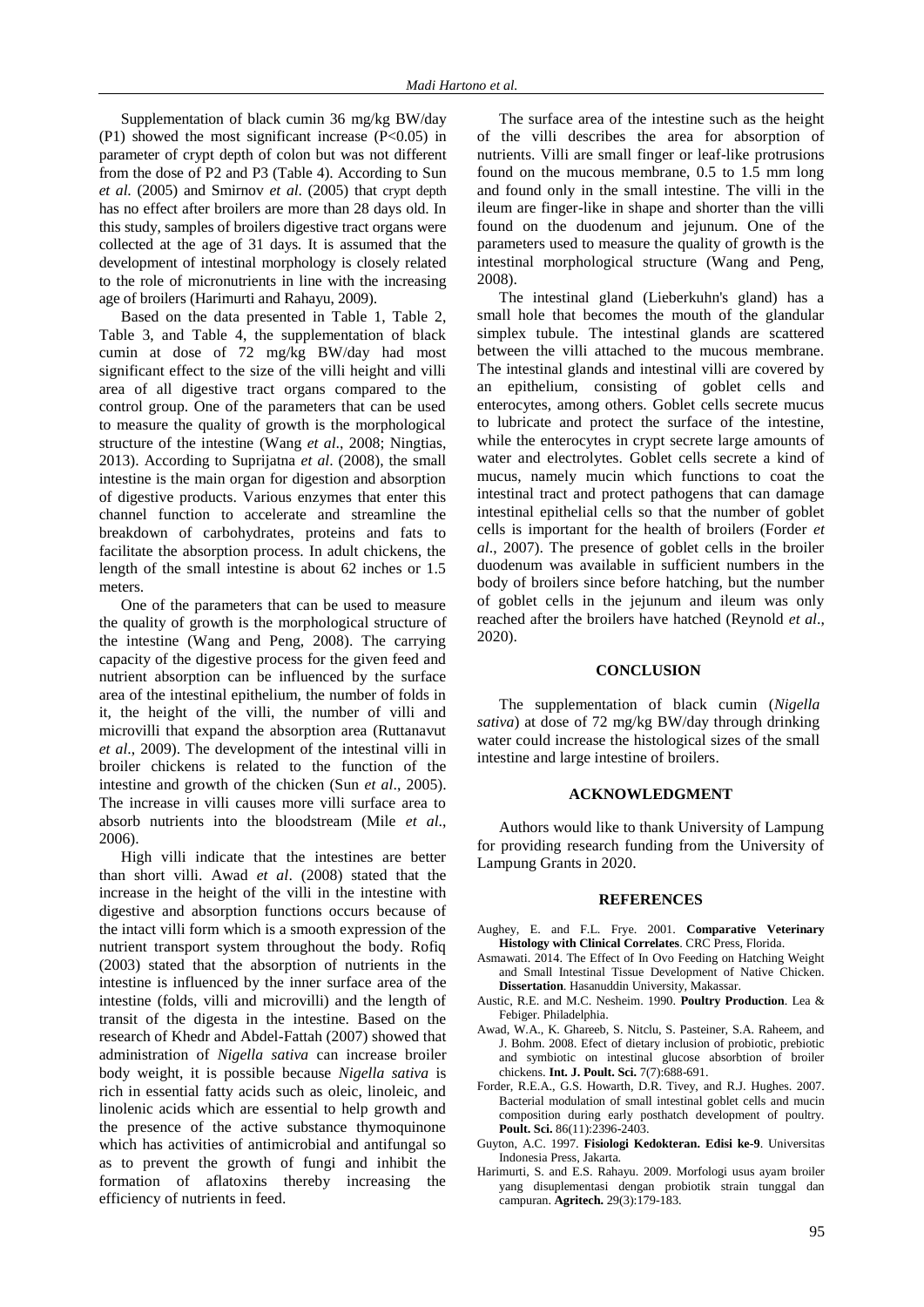Supplementation of black cumin 36 mg/kg BW/day (P1) showed the most significant increase ($P<0.05$) in parameter of crypt depth of colon but was not different from the dose of P2 and P3 (Table 4). According to Sun *et al*. (2005) and Smirnov *et al*. (2005) that crypt depth has no effect after broilers are more than 28 days old. In this study, samples of broilers digestive tract organs were collected at the age of 31 days. It is assumed that the development of intestinal morphology is closely related to the role of micronutrients in line with the increasing age of broilers (Harimurti and Rahayu, 2009).

Based on the data presented in Table 1, Table 2, Table 3, and Table 4, the supplementation of black cumin at dose of 72 mg/kg BW/day had most significant effect to the size of the villi height and villi area of all digestive tract organs compared to the control group. One of the parameters that can be used to measure the quality of growth is the morphological structure of the intestine (Wang *et al*., 2008; Ningtias, 2013). According to Suprijatna *et al*. (2008), the small intestine is the main organ for digestion and absorption of digestive products. Various enzymes that enter this channel function to accelerate and streamline the breakdown of carbohydrates, proteins and fats to facilitate the absorption process. In adult chickens, the length of the small intestine is about 62 inches or 1.5 meters.

One of the parameters that can be used to measure the quality of growth is the morphological structure of the intestine (Wang and Peng, 2008). The carrying capacity of the digestive process for the given feed and nutrient absorption can be influenced by the surface area of the intestinal epithelium, the number of folds in it, the height of the villi, the number of villi and microvilli that expand the absorption area (Ruttanavut *et al*., 2009). The development of the intestinal villi in broiler chickens is related to the function of the intestine and growth of the chicken (Sun *et al*., 2005). The increase in villi causes more villi surface area to absorb nutrients into the bloodstream (Mile *et al*., 2006).

High villi indicate that the intestines are better than short villi. Awad *et al*. (2008) stated that the increase in the height of the villi in the intestine with digestive and absorption functions occurs because of the intact villi form which is a smooth expression of the nutrient transport system throughout the body. Rofiq (2003) stated that the absorption of nutrients in the intestine is influenced by the inner surface area of the intestine (folds, villi and microvilli) and the length of transit of the digesta in the intestine. Based on the research of Khedr and Abdel-Fattah (2007) showed that administration of *Nigella sativa* can increase broiler body weight, it is possible because *Nigella sativa* is rich in essential fatty acids such as oleic, linoleic, and linolenic acids which are essential to help growth and the presence of the active substance thymoquinone which has activities of antimicrobial and antifungal so as to prevent the growth of fungi and inhibit the formation of aflatoxins thereby increasing the efficiency of nutrients in feed.

The surface area of the intestine such as the height of the villi describes the area for absorption of nutrients. Villi are small finger or leaf-like protrusions found on the mucous membrane, 0.5 to 1.5 mm long and found only in the small intestine. The villi in the ileum are finger-like in shape and shorter than the villi found on the duodenum and jejunum. One of the parameters used to measure the quality of growth is the intestinal morphological structure (Wang and Peng, 2008).

The intestinal gland (Lieberkuhn's gland) has a small hole that becomes the mouth of the glandular simplex tubule. The intestinal glands are scattered between the villi attached to the mucous membrane. The intestinal glands and intestinal villi are covered by an epithelium, consisting of goblet cells and enterocytes, among others. Goblet cells secrete mucus to lubricate and protect the surface of the intestine, while the enterocytes in crypt secrete large amounts of water and electrolytes. Goblet cells secrete a kind of mucus, namely mucin which functions to coat the intestinal tract and protect pathogens that can damage intestinal epithelial cells so that the number of goblet cells is important for the health of broilers (Forder *et al*., 2007). The presence of goblet cells in the broiler duodenum was available in sufficient numbers in the body of broilers since before hatching, but the number of goblet cells in the jejunum and ileum was only reached after the broilers have hatched (Reynold *et al*., 2020).

## CONCLUSION

The supplementation of black cumin (*Nigella sativa*) at dose of 72 mg/kg BW/day through drinking water could increase the histological sizes of the small intestine and large intestine of broilers.

## ACKNOWLEDGMENT

Authors would like to thank University of Lampung for providing research funding from the University of Lampung Grants in 2020.

## REFERENCES

Aughey, E. and F.L. Frye. 2001. **Comparative Veterinary Histology with Clinical Correlates**. CRC Press, Florida.

Asmawati. 2014. The Effect of In Ovo Feeding on Hatching Weight and Small Intestinal Tissue Development of Native Chicken. **Dissertation**. Hasanuddin University, Makassar.

Austic, R.E. and M.C. Nesheim. 1990. **Poultry Production**. Lea & Febiger. Philadelphia.

Awad, W.A., K. Ghareeb, S. Nitclu, S. Pasteiner, S.A. Raheem, and J. Bohm. 2008. Efect of dietary inclusion of probiotic, prebiotic and symbiotic on intestinal glucose absorbtion of broiler chickens. **Int. J. Poult. Sci.** 7(7):688-691.

Forder, R.E.A., G.S. Howarth, D.R. Tivey, and R.J. Hughes. 2007. Bacterial modulation of small intestinal goblet cells and mucin composition during early posthatch development of poultry. **Poult. Sci.** 86(11):2396-2403.

Guyton, A.C. 1997. **Fisiologi Kedokteran. Edisi ke-9**. Universitas Indonesia Press, Jakarta.

Harimurti, S. and E.S. Rahayu. 2009. Morfologi usus ayam broiler yang disuplementasi dengan probiotik strain tunggal dan campuran. **Agritech.** 29(3):179-183.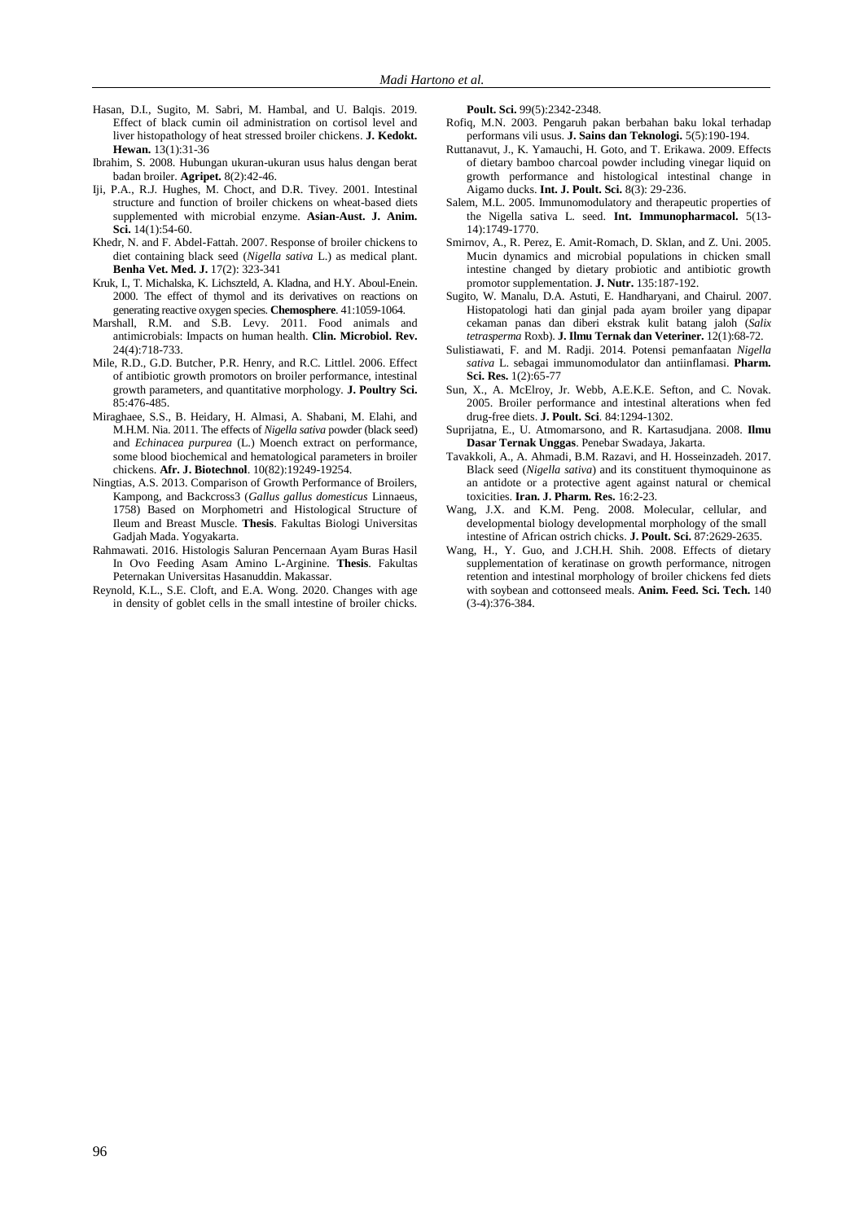Hasan, D.I., Sugito, M. Sabri, M. Hambal, and U. Balqis. 2019. Effect of black cumin oil administration on cortisol level and liver histopathology of heat stressed broiler chickens. **J. Kedokt. Hewan.** 13(1):31-36

Ibrahim, S. 2008. Hubungan ukuran-ukuran usus halus dengan berat badan broiler. **Agripet.** 8(2):42-46.

Iji, P.A., R.J. Hughes, M. Choct, and D.R. Tivey. 2001. Intestinal structure and function of broiler chickens on wheat-based diets supplemented with microbial enzyme. **Asian-Aust. J. Anim. Sci.** 14(1):54-60.

Khedr, N. and F. Abdel-Fattah. 2007. Response of broiler chickens to diet containing black seed (*Nigella sativa* L.) as medical plant. **Benha Vet. Med. J.** 17(2): 323-341

Kruk, I., T. Michalska, K. Lichszteld, A. Kladna, and H.Y. Aboul-Enein. 2000. The effect of thymol and its derivatives on reactions on generating reactive oxygen species. **Chemosphere**. 41:1059-1064.

Marshall, R.M. and S.B. Levy. 2011. Food animals and antimicrobials: Impacts on human health. **Clin. Microbiol. Rev.** 24(4):718-733.

Mile, R.D., G.D. Butcher, P.R. Henry, and R.C. Littlel. 2006. Effect of antibiotic growth promotors on broiler performance, intestinal growth parameters, and quantitative morphology. **J. Poultry Sci.** 85:476-485.

Miraghaee, S.S., B. Heidary, H. Almasi, A. Shabani, M. Elahi, and M.H.M. Nia. 2011. The effects of *Nigella sativa* powder (black seed) and *Echinacea purpurea* (L.) Moench extract on performance, some blood biochemical and hematological parameters in broiler chickens. **Afr. J. Biotechnol**. 10(82):19249-19254.

Ningtias, A.S. 2013. Comparison of Growth Performance of Broilers, Kampong, and Backcross3 (*Gallus gallus domesticus* Linnaeus, 1758) Based on Morphometri and Histological Structure of Ileum and Breast Muscle. **Thesis**. Fakultas Biologi Universitas Gadjah Mada. Yogyakarta.

Rahmawati. 2016. Histologis Saluran Pencernaan Ayam Buras Hasil In Ovo Feeding Asam Amino L-Arginine. **Thesis**. Fakultas Peternakan Universitas Hasanuddin. Makassar.

Reynold, K.L., S.E. Cloft, and E.A. Wong. 2020. Changes with age in density of goblet cells in the small intestine of broiler chicks. **Poult. Sci.** 99(5):2342-2348.

Rofiq, M.N. 2003. Pengaruh pakan berbahan baku lokal terhadap performans vili usus. **J. Sains dan Teknologi.** 5(5):190-194.

Ruttanavut, J., K. Yamauchi, H. Goto, and T. Erikawa. 2009. Effects of dietary bamboo charcoal powder including vinegar liquid on growth performance and histological intestinal change in Aigamo ducks. **Int. J. Poult. Sci.** 8(3): 29-236.

Salem, M.L. 2005. Immunomodulatory and therapeutic properties of the Nigella sativa L. seed. **Int. Immunopharmacol.** 5(13-14):1749-1770.

Smirnov, A., R. Perez, E. Amit-Romach, D. Sklan, and Z. Uni. 2005. Mucin dynamics and microbial populations in chicken small intestine changed by dietary probiotic and antibiotic growth promotor supplementation. **J. Nutr.** 135:187-192.

Sugito, W. Manalu, D.A. Astuti, E. Handharyani, and Chairul. 2007. Histopatologi hati dan ginjal pada ayam broiler yang dipapar cekaman panas dan diberi ekstrak kulit batang jaloh (*Salix tetrasperma* Roxb). **J. Ilmu Ternak dan Veteriner.** 12(1):68-72.

Sulistiawati, F. and M. Radji. 2014. Potensi pemanfaatan *Nigella sativa* L. sebagai immunomodulator dan antiinflamasi. **Pharm. Sci. Res.** 1(2):65-77

Sun, X., A. McElroy, Jr. Webb, A.E.K.E. Sefton, and C. Novak. 2005. Broiler performance and intestinal alterations when fed drug-free diets. **J. Poult. Sci**. 84:1294-1302.

Suprijatna, E., U. Atmomarsono, and R. Kartasudjana. 2008. **Ilmu Dasar Ternak Unggas**. Penebar Swadaya, Jakarta.

Tavakkoli, A., A. Ahmadi, B.M. Razavi, and H. Hosseinzadeh. 2017. Black seed (*Nigella sativa*) and its constituent thymoquinone as an antidote or a protective agent against natural or chemical toxicities. **Iran. J. Pharm. Res.** 16:2-23.

Wang, J.X. and K.M. Peng. 2008. Molecular, cellular, and developmental biology developmental morphology of the small intestine of African ostrich chicks. **J. Poult. Sci.** 87:2629-2635.

Wang, H., Y. Guo, and J.CH.H. Shih. 2008. Effects of dietary supplementation of keratinase on growth performance, nitrogen retention and intestinal morphology of broiler chickens fed diets with soybean and cottonseed meals. **Anim. Feed. Sci. Tech.** 140 (3-4):376-384.